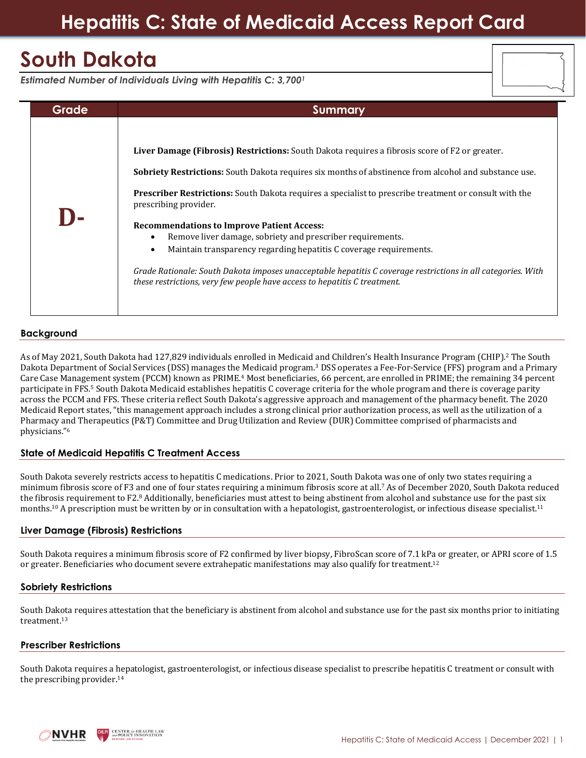# Hepatitis C: State of Medicaid Access Report Card

# South Dakota

*Estimated Number of Individuals Living with Hepatitis C: 3,700[1]*

| Grade | Summary |
| --- | --- |
| **D-** | **Liver Damage (Fibrosis) Restrictions:** South Dakota requires a fibrosis score of F2 or greater.<br><br>**Sobriety Restrictions:** South Dakota requires six months of abstinence from alcohol and substance use.<br><br>**Prescriber Restrictions:** South Dakota requires a specialist to prescribe treatment or consult with the prescribing provider.<br><br>**Recommendations to Improve Patient Access:**<br>• Remove liver damage, sobriety and prescriber requirements.<br>• Maintain transparency regarding hepatitis C coverage requirements.<br><br>*Grade Rationale: South Dakota imposes unacceptable hepatitis C coverage restrictions in all categories. With these restrictions, very few people have access to hepatitis C treatment.* |

## Background

As of May 2021, South Dakota had 127,829 individuals enrolled in Medicaid and Children's Health Insurance Program (CHIP).[2] The South Dakota Department of Social Services (DSS) manages the Medicaid program.[3] DSS operates a Fee-For-Service (FFS) program and a Primary Care Case Management system (PCCM) known as PRIME.[4] Most beneficiaries, 66 percent, are enrolled in PRIME; the remaining 34 percent participate in FFS.[5] South Dakota Medicaid establishes hepatitis C coverage criteria for the whole program and there is coverage parity across the PCCM and FFS. These criteria reflect South Dakota's aggressive approach and management of the pharmacy benefit. The 2020 Medicaid Report states, "this management approach includes a strong clinical prior authorization process, as well as the utilization of a Pharmacy and Therapeutics (P&T) Committee and Drug Utilization and Review (DUR) Committee comprised of pharmacists and physicians."[6]

## State of Medicaid Hepatitis C Treatment Access

South Dakota severely restricts access to hepatitis C medications. Prior to 2021, South Dakota was one of only two states requiring a minimum fibrosis score of F3 and one of four states requiring a minimum fibrosis score at all.[7] As of December 2020, South Dakota reduced the fibrosis requirement to F2.[8] Additionally, beneficiaries must attest to being abstinent from alcohol and substance use for the past six months.[10] A prescription must be written by or in consultation with a hepatologist, gastroenterologist, or infectious disease specialist.[11]

## Liver Damage (Fibrosis) Restrictions

South Dakota requires a minimum fibrosis score of F2 confirmed by liver biopsy, FibroScan score of 7.1 kPa or greater, or APRI score of 1.5 or greater. Beneficiaries who document severe extrahepatic manifestations may also qualify for treatment.[12]

## Sobriety Restrictions

South Dakota requires attestation that the beneficiary is abstinent from alcohol and substance use for the past six months prior to initiating treatment.[13]

## Prescriber Restrictions

South Dakota requires a hepatologist, gastroenterologist, or infectious disease specialist to prescribe hepatitis C treatment or consult with the prescribing provider.[14]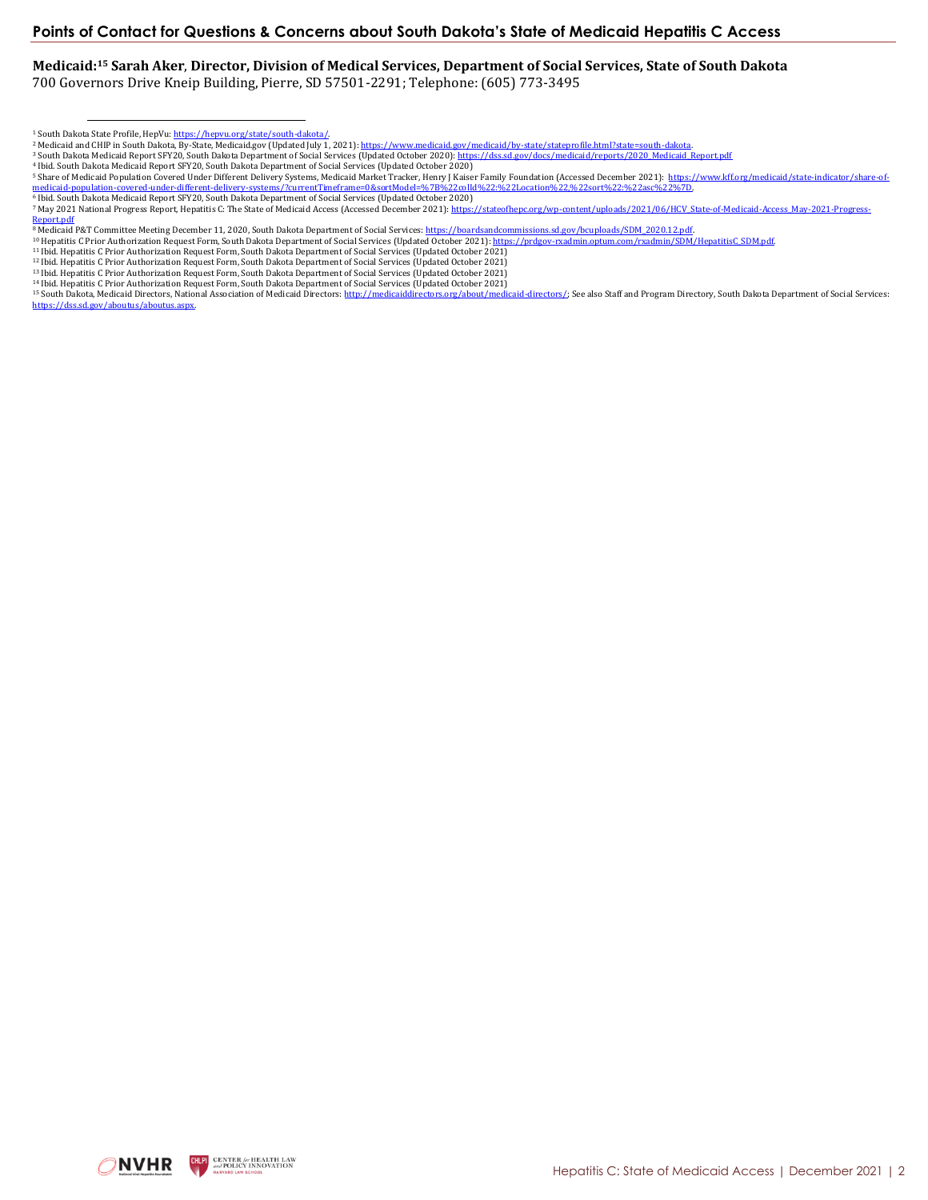## Points of Contact for Questions & Concerns about South Dakota's State of Medicaid Hepatitis C Access

**Medicaid:[15] Sarah Aker, Director, Division of Medical Services, Department of Social Services, State of South Dakota**
700 Governors Drive Kneip Building, Pierre, SD 57501-2291; Telephone: (605) 773-3495

---

[1] South Dakota State Profile, HepVu: https://hepvu.org/state/south-dakota/.
[2] Medicaid and CHIP in South Dakota, By-State, Medicaid.gov (Updated July 1, 2021): https://www.medicaid.gov/medicaid/by-state/stateprofile.html?state=south-dakota.
[3] South Dakota Medicaid Report SFY20, South Dakota Department of Social Services (Updated October 2020): https://dss.sd.gov/docs/medicaid/reports/2020_Medicaid_Report.pdf
[4] Ibid. South Dakota Medicaid Report SFY20, South Dakota Department of Social Services (Updated October 2020)
[5] Share of Medicaid Population Covered Under Different Delivery Systems, Medicaid Market Tracker, Henry J Kaiser Family Foundation (Accessed December 2021): https://www.kff.org/medicaid/state-indicator/share-of-medicaid-population-covered-under-different-delivery-systems/?currentTimeframe=0&sortModel=%7B%22colId%22:%22Location%22,%22sort%22:%22asc%22%7D.
[6] Ibid. South Dakota Medicaid Report SFY20, South Dakota Department of Social Services (Updated October 2020)
[7] May 2021 National Progress Report, Hepatitis C: The State of Medicaid Access (Accessed December 2021): https://stateofhepc.org/wp-content/uploads/2021/06/HCV_State-of-Medicaid-Access_May-2021-Progress-Report.pdf
[8] Medicaid P&T Committee Meeting December 11, 2020, South Dakota Department of Social Services: https://boardsandcommissions.sd.gov/bcuploads/SDM_2020.12.pdf.
[10] Hepatitis C Prior Authorization Request Form, South Dakota Department of Social Services (Updated October 2021): https://prdgov-rxadmin.optum.com/rxadmin/SDM/HepatitisC_SDM.pdf.
[11] Ibid. Hepatitis C Prior Authorization Request Form, South Dakota Department of Social Services (Updated October 2021)
[12] Ibid. Hepatitis C Prior Authorization Request Form, South Dakota Department of Social Services (Updated October 2021)
[13] Ibid. Hepatitis C Prior Authorization Request Form, South Dakota Department of Social Services (Updated October 2021)
[14] Ibid. Hepatitis C Prior Authorization Request Form, South Dakota Department of Social Services (Updated October 2021)
[15] South Dakota, Medicaid Directors, National Association of Medicaid Directors: http://medicaiddirectors.org/about/medicaid-directors/; See also Staff and Program Directory, South Dakota Department of Social Services: https://dss.sd.gov/aboutus/aboutus.aspx.